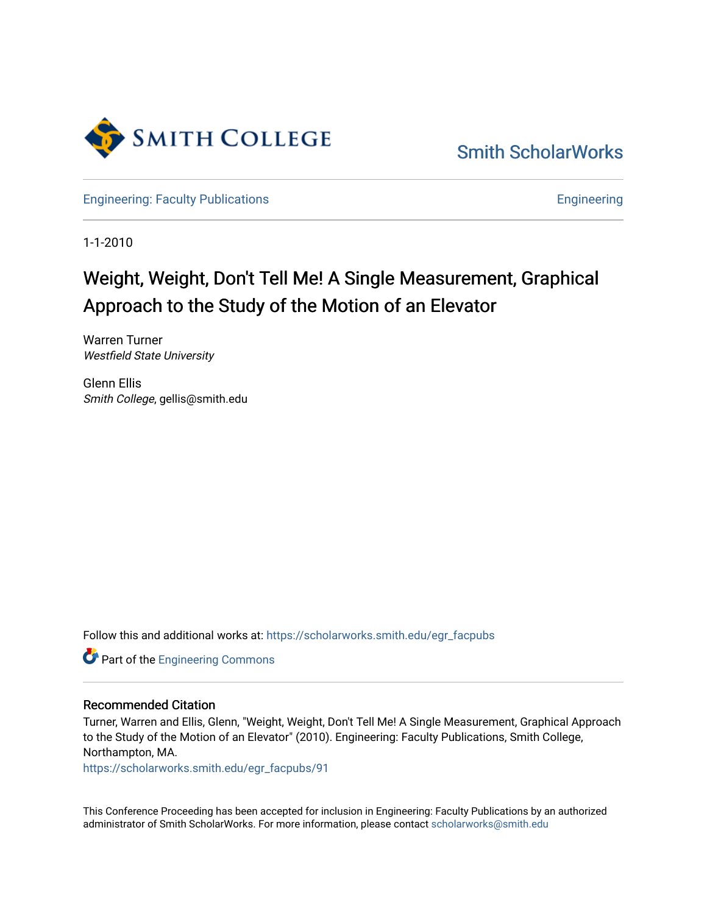Smith College

Smith ScholarWorks

Engineering: Faculty Publications

Engineering

1-1-2010

# Weight, Weight, Don't Tell Me! A Single Measurement, Graphical Approach to the Study of the Motion of an Elevator

Warren Turner
*Westfield State University*

Glenn Ellis
*Smith College*, gellis@smith.edu

Follow this and additional works at: https://scholarworks.smith.edu/egr_facpubs

Part of the Engineering Commons

## Recommended Citation

Turner, Warren and Ellis, Glenn, "Weight, Weight, Don't Tell Me! A Single Measurement, Graphical Approach to the Study of the Motion of an Elevator" (2010). Engineering: Faculty Publications, Smith College, Northampton, MA.
https://scholarworks.smith.edu/egr_facpubs/91

This Conference Proceeding has been accepted for inclusion in Engineering: Faculty Publications by an authorized administrator of Smith ScholarWorks. For more information, please contact scholarworks@smith.edu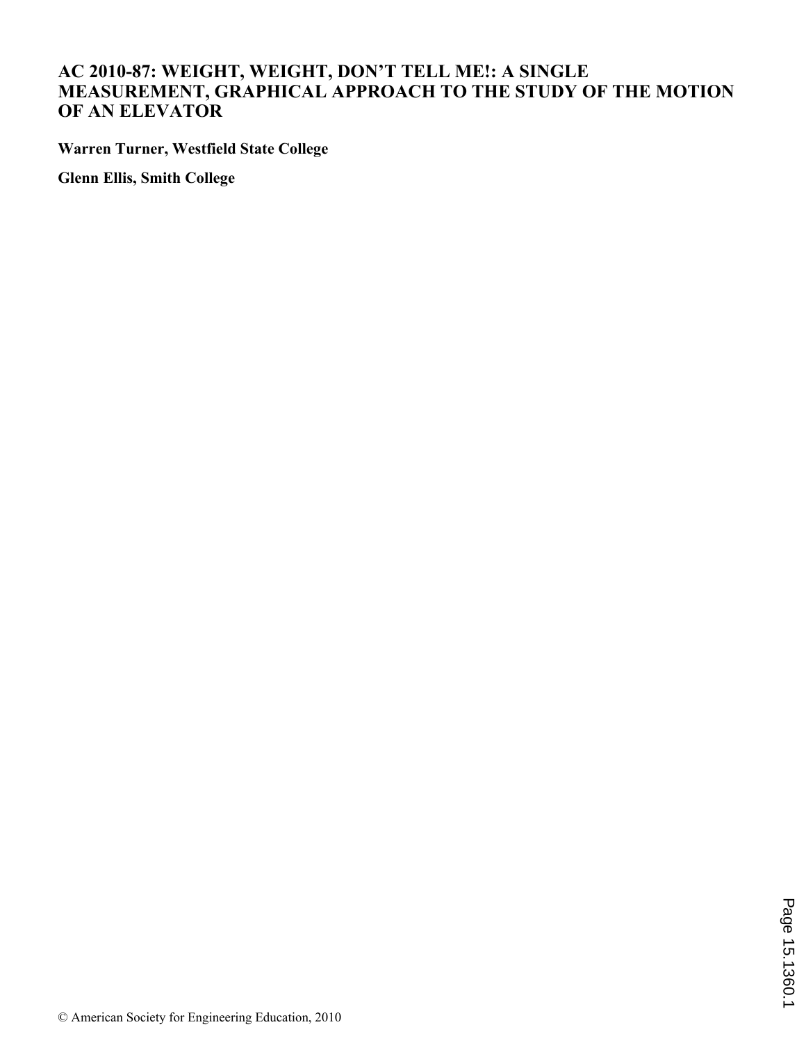# AC 2010-87: WEIGHT, WEIGHT, DON'T TELL ME!: A SINGLE MEASUREMENT, GRAPHICAL APPROACH TO THE STUDY OF THE MOTION OF AN ELEVATOR

**Warren Turner, Westfield State College**

**Glenn Ellis, Smith College**

© American Society for Engineering Education, 2010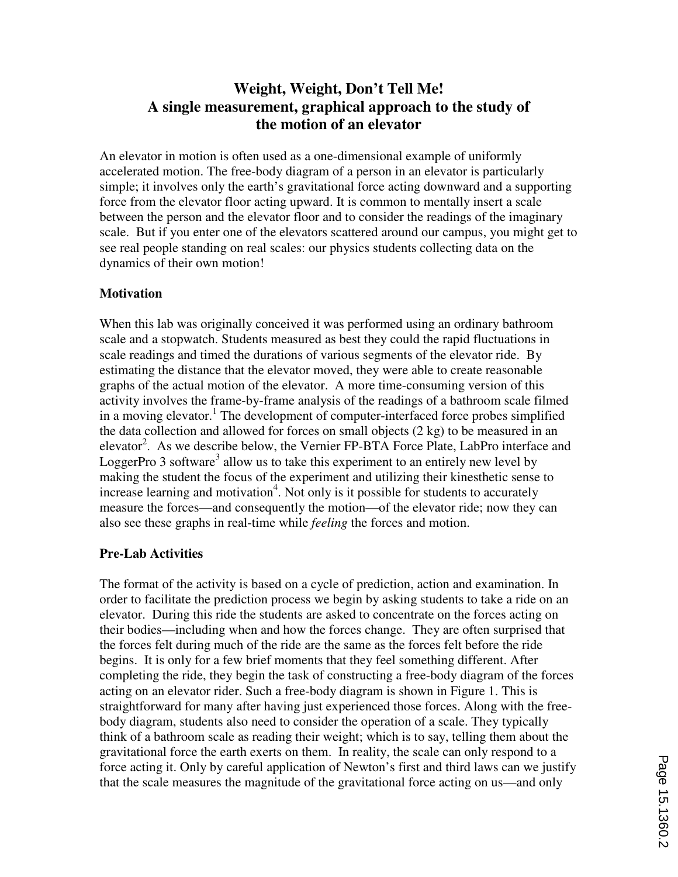# Weight, Weight, Don't Tell Me!
# A single measurement, graphical approach to the study of the motion of an elevator

An elevator in motion is often used as a one-dimensional example of uniformly accelerated motion. The free-body diagram of a person in an elevator is particularly simple; it involves only the earth's gravitational force acting downward and a supporting force from the elevator floor acting upward. It is common to mentally insert a scale between the person and the elevator floor and to consider the readings of the imaginary scale. But if you enter one of the elevators scattered around our campus, you might get to see real people standing on real scales: our physics students collecting data on the dynamics of their own motion!

## Motivation

When this lab was originally conceived it was performed using an ordinary bathroom scale and a stopwatch. Students measured as best they could the rapid fluctuations in scale readings and timed the durations of various segments of the elevator ride. By estimating the distance that the elevator moved, they were able to create reasonable graphs of the actual motion of the elevator. A more time-consuming version of this activity involves the frame-by-frame analysis of the readings of a bathroom scale filmed in a moving elevator.[1] The development of computer-interfaced force probes simplified the data collection and allowed for forces on small objects (2 kg) to be measured in an elevator[2]. As we describe below, the Vernier FP-BTA Force Plate, LabPro interface and LoggerPro 3 software[3] allow us to take this experiment to an entirely new level by making the student the focus of the experiment and utilizing their kinesthetic sense to increase learning and motivation[4]. Not only is it possible for students to accurately measure the forces—and consequently the motion—of the elevator ride; now they can also see these graphs in real-time while *feeling* the forces and motion.

## Pre-Lab Activities

The format of the activity is based on a cycle of prediction, action and examination. In order to facilitate the prediction process we begin by asking students to take a ride on an elevator. During this ride the students are asked to concentrate on the forces acting on their bodies—including when and how the forces change. They are often surprised that the forces felt during much of the ride are the same as the forces felt before the ride begins. It is only for a few brief moments that they feel something different. After completing the ride, they begin the task of constructing a free-body diagram of the forces acting on an elevator rider. Such a free-body diagram is shown in Figure 1. This is straightforward for many after having just experienced those forces. Along with the free-body diagram, students also need to consider the operation of a scale. They typically think of a bathroom scale as reading their weight; which is to say, telling them about the gravitational force the earth exerts on them. In reality, the scale can only respond to a force acting it. Only by careful application of Newton's first and third laws can we justify that the scale measures the magnitude of the gravitational force acting on us—and only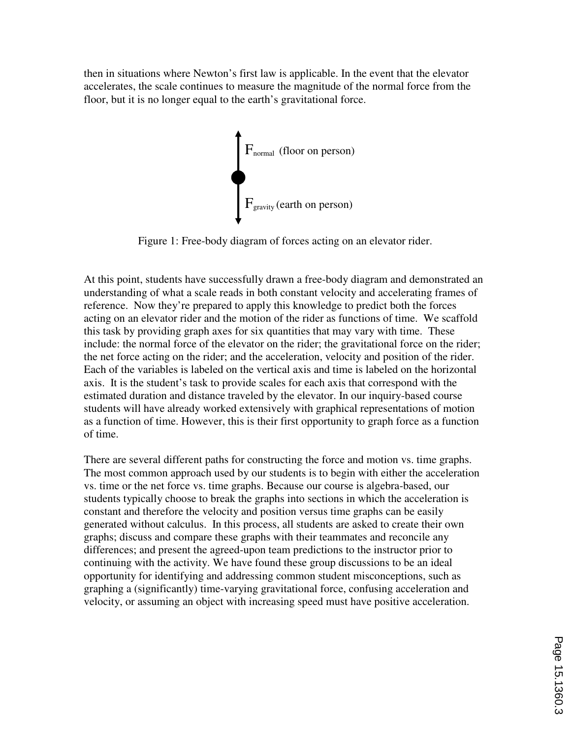then in situations where Newton's first law is applicable. In the event that the elevator accelerates, the scale continues to measure the magnitude of the normal force from the floor, but it is no longer equal to the earth's gravitational force.

$F_{normal}$ (floor on person)

$F_{gravity}$ (earth on person)

Figure 1: Free-body diagram of forces acting on an elevator rider.

At this point, students have successfully drawn a free-body diagram and demonstrated an understanding of what a scale reads in both constant velocity and accelerating frames of reference. Now they're prepared to apply this knowledge to predict both the forces acting on an elevator rider and the motion of the rider as functions of time. We scaffold this task by providing graph axes for six quantities that may vary with time. These include: the normal force of the elevator on the rider; the gravitational force on the rider; the net force acting on the rider; and the acceleration, velocity and position of the rider. Each of the variables is labeled on the vertical axis and time is labeled on the horizontal axis. It is the student's task to provide scales for each axis that correspond with the estimated duration and distance traveled by the elevator. In our inquiry-based course students will have already worked extensively with graphical representations of motion as a function of time. However, this is their first opportunity to graph force as a function of time.

There are several different paths for constructing the force and motion vs. time graphs. The most common approach used by our students is to begin with either the acceleration vs. time or the net force vs. time graphs. Because our course is algebra-based, our students typically choose to break the graphs into sections in which the acceleration is constant and therefore the velocity and position versus time graphs can be easily generated without calculus. In this process, all students are asked to create their own graphs; discuss and compare these graphs with their teammates and reconcile any differences; and present the agreed-upon team predictions to the instructor prior to continuing with the activity. We have found these group discussions to be an ideal opportunity for identifying and addressing common student misconceptions, such as graphing a (significantly) time-varying gravitational force, confusing acceleration and velocity, or assuming an object with increasing speed must have positive acceleration.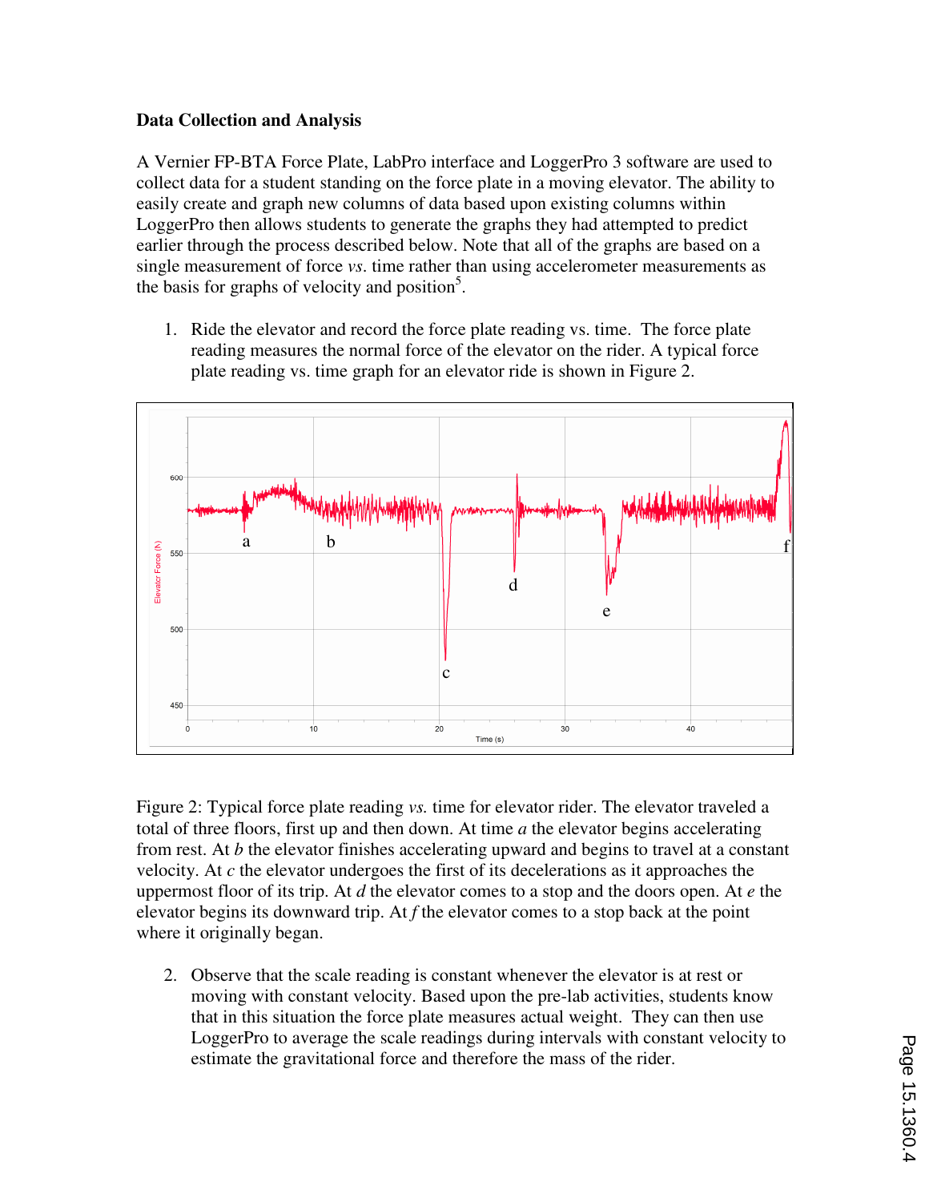**Data Collection and Analysis**

A Vernier FP-BTA Force Plate, LabPro interface and LoggerPro 3 software are used to collect data for a student standing on the force plate in a moving elevator. The ability to easily create and graph new columns of data based upon existing columns within LoggerPro then allows students to generate the graphs they had attempted to predict earlier through the process described below. Note that all of the graphs are based on a single measurement of force *vs*. time rather than using accelerometer measurements as the basis for graphs of velocity and position[5].

1. Ride the elevator and record the force plate reading vs. time. The force plate reading measures the normal force of the elevator on the rider. A typical force plate reading vs. time graph for an elevator ride is shown in Figure 2.

Figure 2: Typical force plate reading *vs.* time for elevator rider. The elevator traveled a total of three floors, first up and then down. At time *a* the elevator begins accelerating from rest. At *b* the elevator finishes accelerating upward and begins to travel at a constant velocity. At *c* the elevator undergoes the first of its decelerations as it approaches the uppermost floor of its trip. At *d* the elevator comes to a stop and the doors open. At *e* the elevator begins its downward trip. At *f* the elevator comes to a stop back at the point where it originally began.

2. Observe that the scale reading is constant whenever the elevator is at rest or moving with constant velocity. Based upon the pre-lab activities, students know that in this situation the force plate measures actual weight. They can then use LoggerPro to average the scale readings during intervals with constant velocity to estimate the gravitational force and therefore the mass of the rider.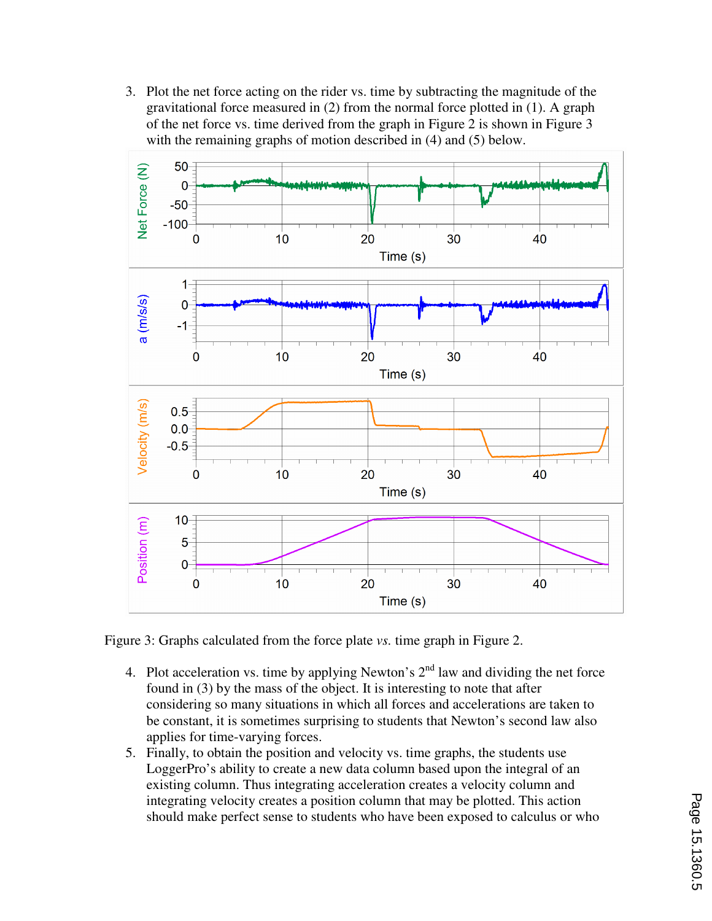3. Plot the net force acting on the rider vs. time by subtracting the magnitude of the gravitational force measured in (2) from the normal force plotted in (1). A graph of the net force vs. time derived from the graph in Figure 2 is shown in Figure 3 with the remaining graphs of motion described in (4) and (5) below.

Figure 3: Graphs calculated from the force plate *vs.* time graph in Figure 2.

4. Plot acceleration vs. time by applying Newton's 2nd law and dividing the net force found in (3) by the mass of the object. It is interesting to note that after considering so many situations in which all forces and accelerations are taken to be constant, it is sometimes surprising to students that Newton's second law also applies for time-varying forces.
5. Finally, to obtain the position and velocity vs. time graphs, the students use LoggerPro's ability to create a new data column based upon the integral of an existing column. Thus integrating acceleration creates a velocity column and integrating velocity creates a position column that may be plotted. This action should make perfect sense to students who have been exposed to calculus or who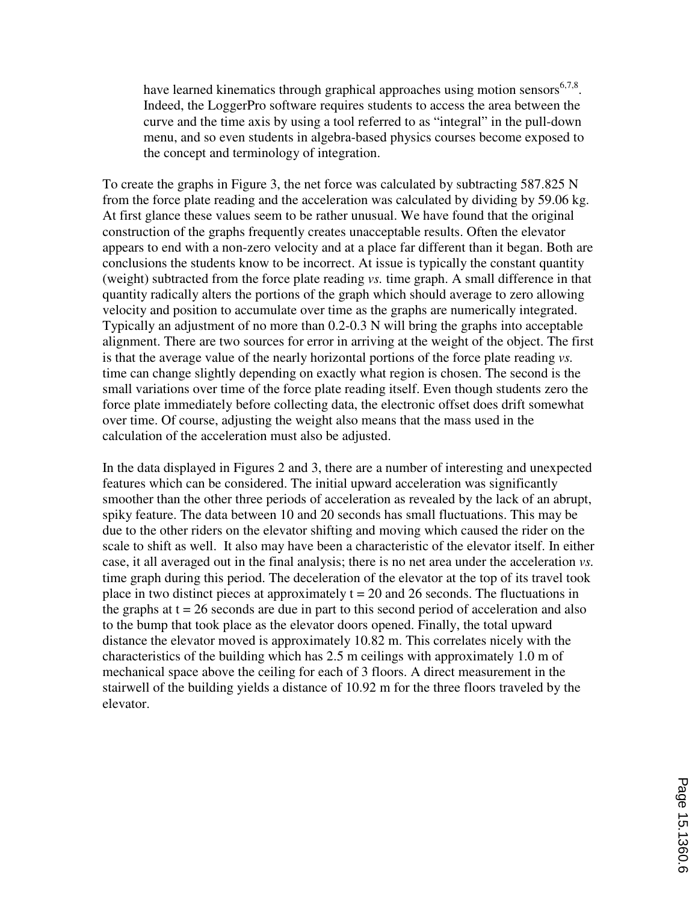have learned kinematics through graphical approaches using motion sensors[6,7,8]. Indeed, the LoggerPro software requires students to access the area between the curve and the time axis by using a tool referred to as "integral" in the pull-down menu, and so even students in algebra-based physics courses become exposed to the concept and terminology of integration.

To create the graphs in Figure 3, the net force was calculated by subtracting 587.825 N from the force plate reading and the acceleration was calculated by dividing by 59.06 kg. At first glance these values seem to be rather unusual. We have found that the original construction of the graphs frequently creates unacceptable results. Often the elevator appears to end with a non-zero velocity and at a place far different than it began. Both are conclusions the students know to be incorrect. At issue is typically the constant quantity (weight) subtracted from the force plate reading *vs.* time graph. A small difference in that quantity radically alters the portions of the graph which should average to zero allowing velocity and position to accumulate over time as the graphs are numerically integrated. Typically an adjustment of no more than 0.2-0.3 N will bring the graphs into acceptable alignment. There are two sources for error in arriving at the weight of the object. The first is that the average value of the nearly horizontal portions of the force plate reading *vs.* time can change slightly depending on exactly what region is chosen. The second is the small variations over time of the force plate reading itself. Even though students zero the force plate immediately before collecting data, the electronic offset does drift somewhat over time. Of course, adjusting the weight also means that the mass used in the calculation of the acceleration must also be adjusted.

In the data displayed in Figures 2 and 3, there are a number of interesting and unexpected features which can be considered. The initial upward acceleration was significantly smoother than the other three periods of acceleration as revealed by the lack of an abrupt, spiky feature. The data between 10 and 20 seconds has small fluctuations. This may be due to the other riders on the elevator shifting and moving which caused the rider on the scale to shift as well. It also may have been a characteristic of the elevator itself. In either case, it all averaged out in the final analysis; there is no net area under the acceleration *vs.* time graph during this period. The deceleration of the elevator at the top of its travel took place in two distinct pieces at approximately t = 20 and 26 seconds. The fluctuations in the graphs at t = 26 seconds are due in part to this second period of acceleration and also to the bump that took place as the elevator doors opened. Finally, the total upward distance the elevator moved is approximately 10.82 m. This correlates nicely with the characteristics of the building which has 2.5 m ceilings with approximately 1.0 m of mechanical space above the ceiling for each of 3 floors. A direct measurement in the stairwell of the building yields a distance of 10.92 m for the three floors traveled by the elevator.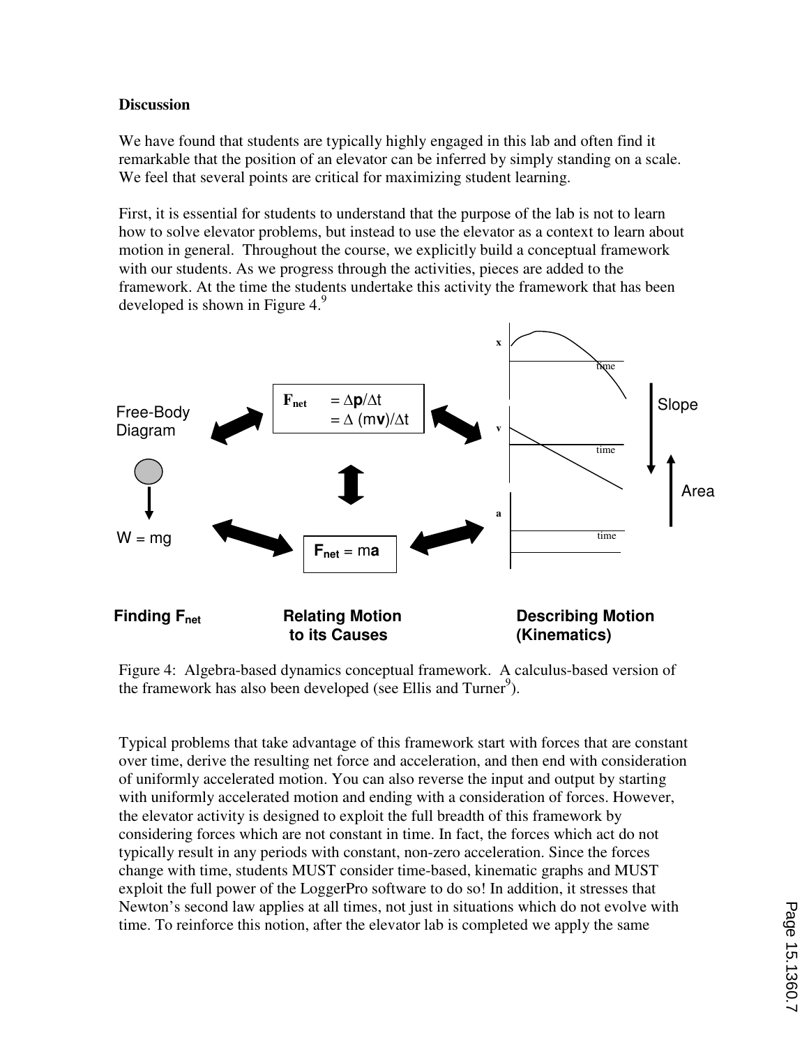**Discussion**

We have found that students are typically highly engaged in this lab and often find it remarkable that the position of an elevator can be inferred by simply standing on a scale. We feel that several points are critical for maximizing student learning.

First, it is essential for students to understand that the purpose of the lab is not to learn how to solve elevator problems, but instead to use the elevator as a context to learn about motion in general. Throughout the course, we explicitly build a conceptual framework with our students. As we progress through the activities, pieces are added to the framework. At the time the students undertake this activity the framework that has been developed is shown in Figure 4.[9]

Free-Body Diagram

$W = mg$

$\mathbf{F_{net}} = \Delta \mathbf{p}/\Delta t = \Delta (m\mathbf{v})/\Delta t$

$\mathbf{F_{net}} = m\mathbf{a}$

x, v, a vs. time

Slope

Area

**Finding $F_{net}$** **Relating Motion to its Causes** **Describing Motion (Kinematics)**

Figure 4: Algebra-based dynamics conceptual framework. A calculus-based version of the framework has also been developed (see Ellis and Turner[9]).

Typical problems that take advantage of this framework start with forces that are constant over time, derive the resulting net force and acceleration, and then end with consideration of uniformly accelerated motion. You can also reverse the input and output by starting with uniformly accelerated motion and ending with a consideration of forces. However, the elevator activity is designed to exploit the full breadth of this framework by considering forces which are not constant in time. In fact, the forces which act do not typically result in any periods with constant, non-zero acceleration. Since the forces change with time, students MUST consider time-based, kinematic graphs and MUST exploit the full power of the LoggerPro software to do so! In addition, it stresses that Newton's second law applies at all times, not just in situations which do not evolve with time. To reinforce this notion, after the elevator lab is completed we apply the same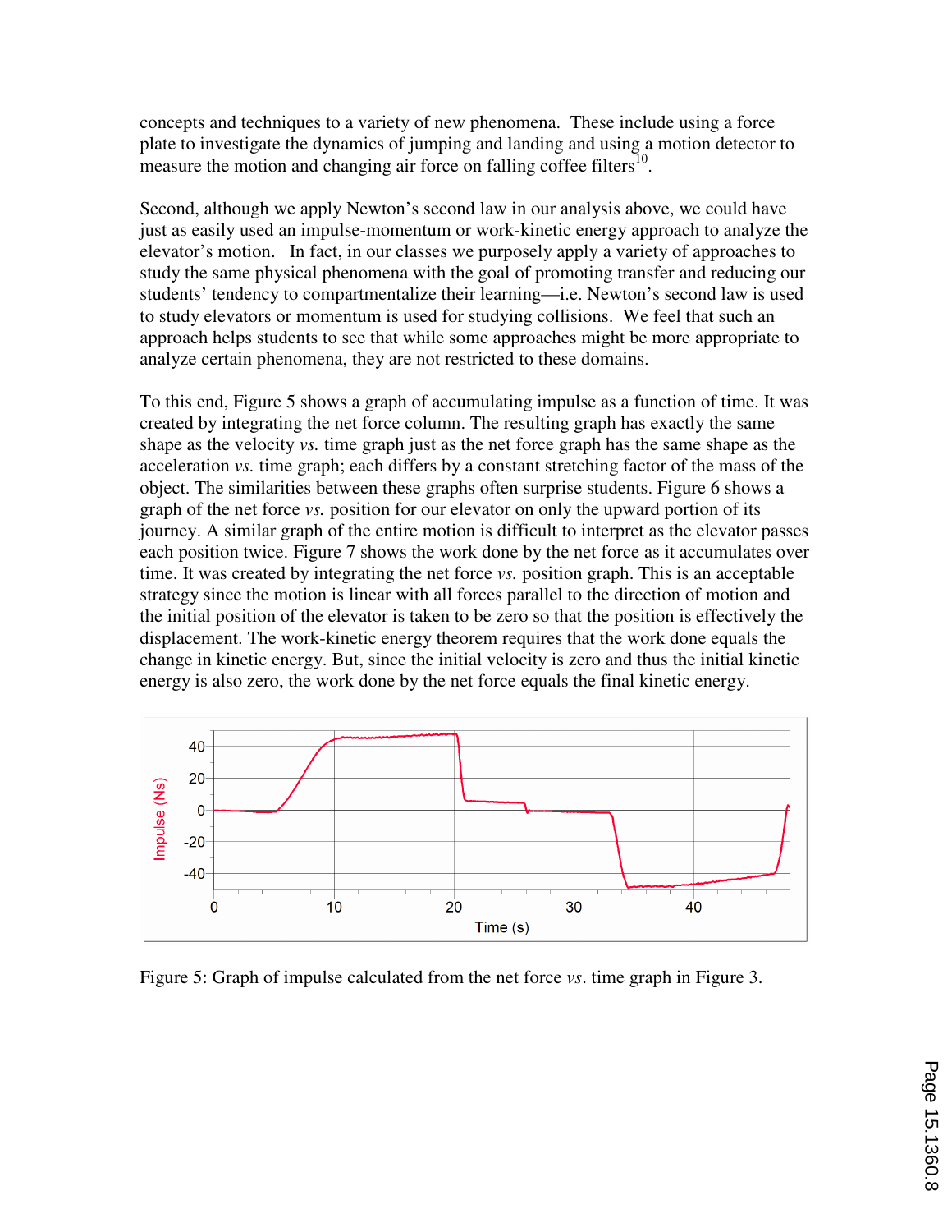concepts and techniques to a variety of new phenomena. These include using a force plate to investigate the dynamics of jumping and landing and using a motion detector to measure the motion and changing air force on falling coffee filters[10].

Second, although we apply Newton's second law in our analysis above, we could have just as easily used an impulse-momentum or work-kinetic energy approach to analyze the elevator's motion. In fact, in our classes we purposely apply a variety of approaches to study the same physical phenomena with the goal of promoting transfer and reducing our students' tendency to compartmentalize their learning—i.e. Newton's second law is used to study elevators or momentum is used for studying collisions. We feel that such an approach helps students to see that while some approaches might be more appropriate to analyze certain phenomena, they are not restricted to these domains.

To this end, Figure 5 shows a graph of accumulating impulse as a function of time. It was created by integrating the net force column. The resulting graph has exactly the same shape as the velocity *vs.* time graph just as the net force graph has the same shape as the acceleration *vs.* time graph; each differs by a constant stretching factor of the mass of the object. The similarities between these graphs often surprise students. Figure 6 shows a graph of the net force *vs.* position for our elevator on only the upward portion of its journey. A similar graph of the entire motion is difficult to interpret as the elevator passes each position twice. Figure 7 shows the work done by the net force as it accumulates over time. It was created by integrating the net force *vs.* position graph. This is an acceptable strategy since the motion is linear with all forces parallel to the direction of motion and the initial position of the elevator is taken to be zero so that the position is effectively the displacement. The work-kinetic energy theorem requires that the work done equals the change in kinetic energy. But, since the initial velocity is zero and thus the initial kinetic energy is also zero, the work done by the net force equals the final kinetic energy.

Figure 5: Graph of impulse calculated from the net force *vs*. time graph in Figure 3.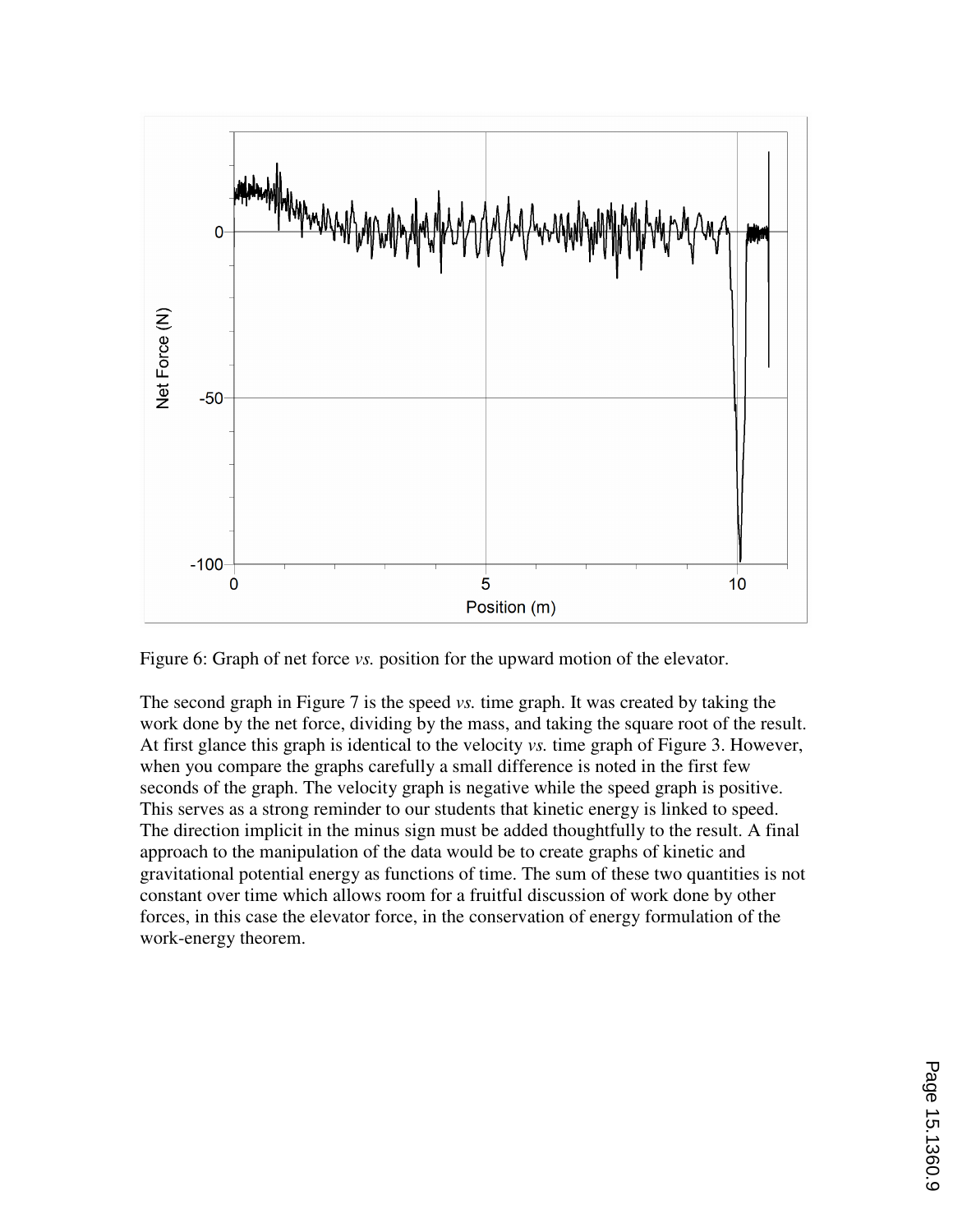Figure 6: Graph of net force *vs.* position for the upward motion of the elevator.

The second graph in Figure 7 is the speed *vs.* time graph. It was created by taking the work done by the net force, dividing by the mass, and taking the square root of the result. At first glance this graph is identical to the velocity *vs.* time graph of Figure 3. However, when you compare the graphs carefully a small difference is noted in the first few seconds of the graph. The velocity graph is negative while the speed graph is positive. This serves as a strong reminder to our students that kinetic energy is linked to speed. The direction implicit in the minus sign must be added thoughtfully to the result. A final approach to the manipulation of the data would be to create graphs of kinetic and gravitational potential energy as functions of time. The sum of these two quantities is not constant over time which allows room for a fruitful discussion of work done by other forces, in this case the elevator force, in the conservation of energy formulation of the work-energy theorem.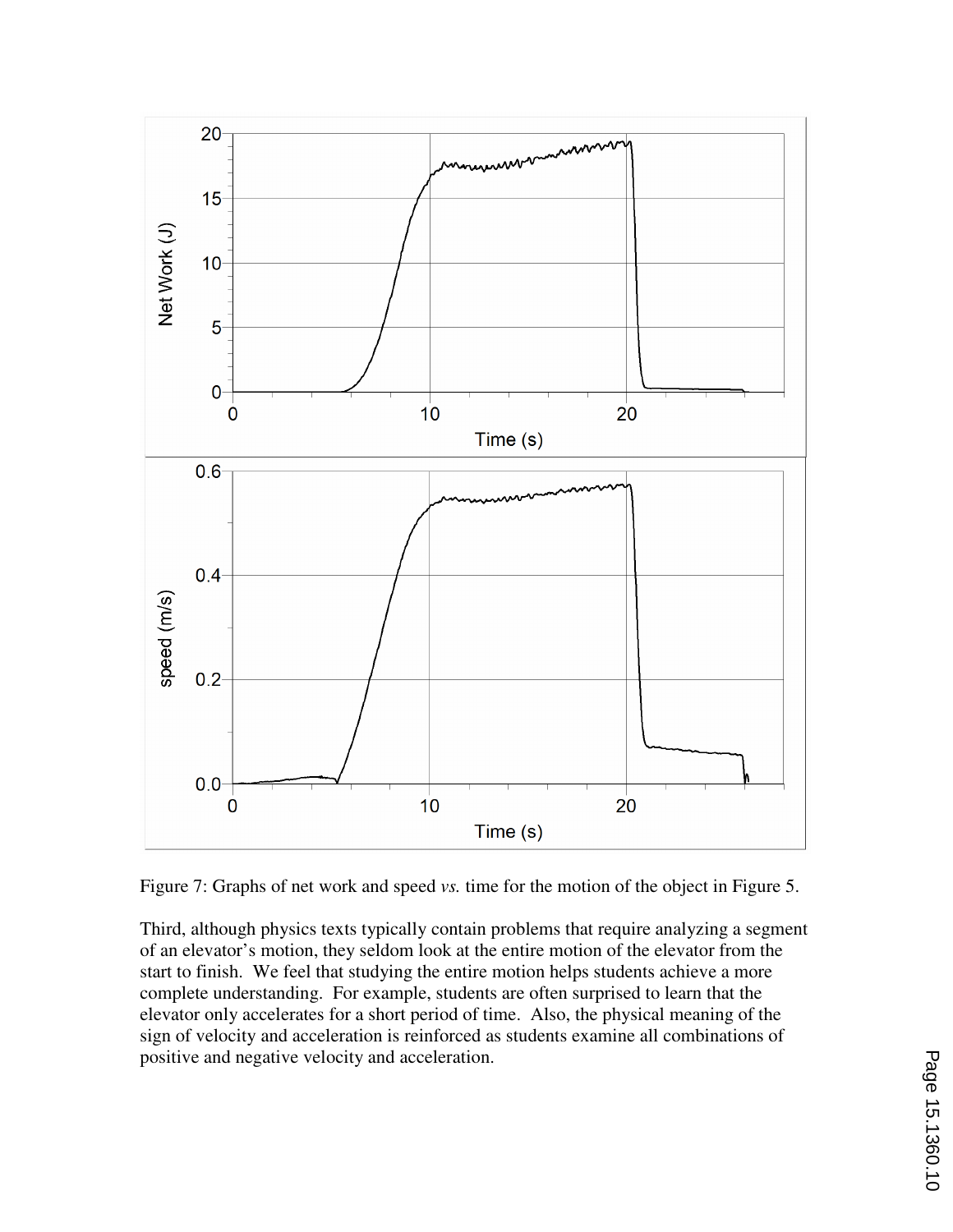Figure 7: Graphs of net work and speed *vs.* time for the motion of the object in Figure 5.

Third, although physics texts typically contain problems that require analyzing a segment of an elevator's motion, they seldom look at the entire motion of the elevator from the start to finish. We feel that studying the entire motion helps students achieve a more complete understanding. For example, students are often surprised to learn that the elevator only accelerates for a short period of time. Also, the physical meaning of the sign of velocity and acceleration is reinforced as students examine all combinations of positive and negative velocity and acceleration.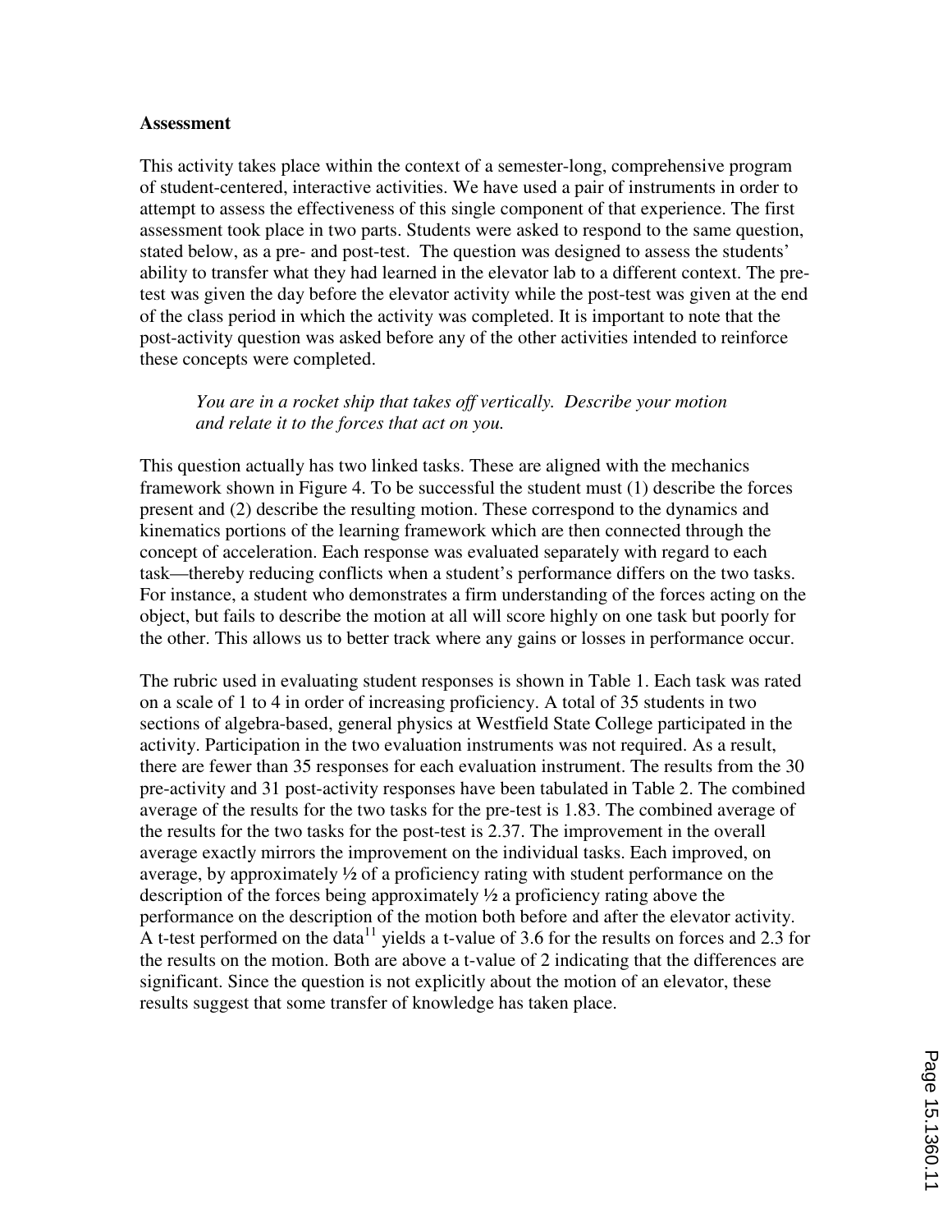**Assessment**

This activity takes place within the context of a semester-long, comprehensive program of student-centered, interactive activities. We have used a pair of instruments in order to attempt to assess the effectiveness of this single component of that experience. The first assessment took place in two parts. Students were asked to respond to the same question, stated below, as a pre- and post-test. The question was designed to assess the students' ability to transfer what they had learned in the elevator lab to a different context. The pre-test was given the day before the elevator activity while the post-test was given at the end of the class period in which the activity was completed. It is important to note that the post-activity question was asked before any of the other activities intended to reinforce these concepts were completed.

> *You are in a rocket ship that takes off vertically. Describe your motion and relate it to the forces that act on you.*

This question actually has two linked tasks. These are aligned with the mechanics framework shown in Figure 4. To be successful the student must (1) describe the forces present and (2) describe the resulting motion. These correspond to the dynamics and kinematics portions of the learning framework which are then connected through the concept of acceleration. Each response was evaluated separately with regard to each task—thereby reducing conflicts when a student's performance differs on the two tasks. For instance, a student who demonstrates a firm understanding of the forces acting on the object, but fails to describe the motion at all will score highly on one task but poorly for the other. This allows us to better track where any gains or losses in performance occur.

The rubric used in evaluating student responses is shown in Table 1. Each task was rated on a scale of 1 to 4 in order of increasing proficiency. A total of 35 students in two sections of algebra-based, general physics at Westfield State College participated in the activity. Participation in the two evaluation instruments was not required. As a result, there are fewer than 35 responses for each evaluation instrument. The results from the 30 pre-activity and 31 post-activity responses have been tabulated in Table 2. The combined average of the results for the two tasks for the pre-test is 1.83. The combined average of the results for the two tasks for the post-test is 2.37. The improvement in the overall average exactly mirrors the improvement on the individual tasks. Each improved, on average, by approximately ½ of a proficiency rating with student performance on the description of the forces being approximately ½ a proficiency rating above the performance on the description of the motion both before and after the elevator activity. A t-test performed on the data[11] yields a t-value of 3.6 for the results on forces and 2.3 for the results on the motion. Both are above a t-value of 2 indicating that the differences are significant. Since the question is not explicitly about the motion of an elevator, these results suggest that some transfer of knowledge has taken place.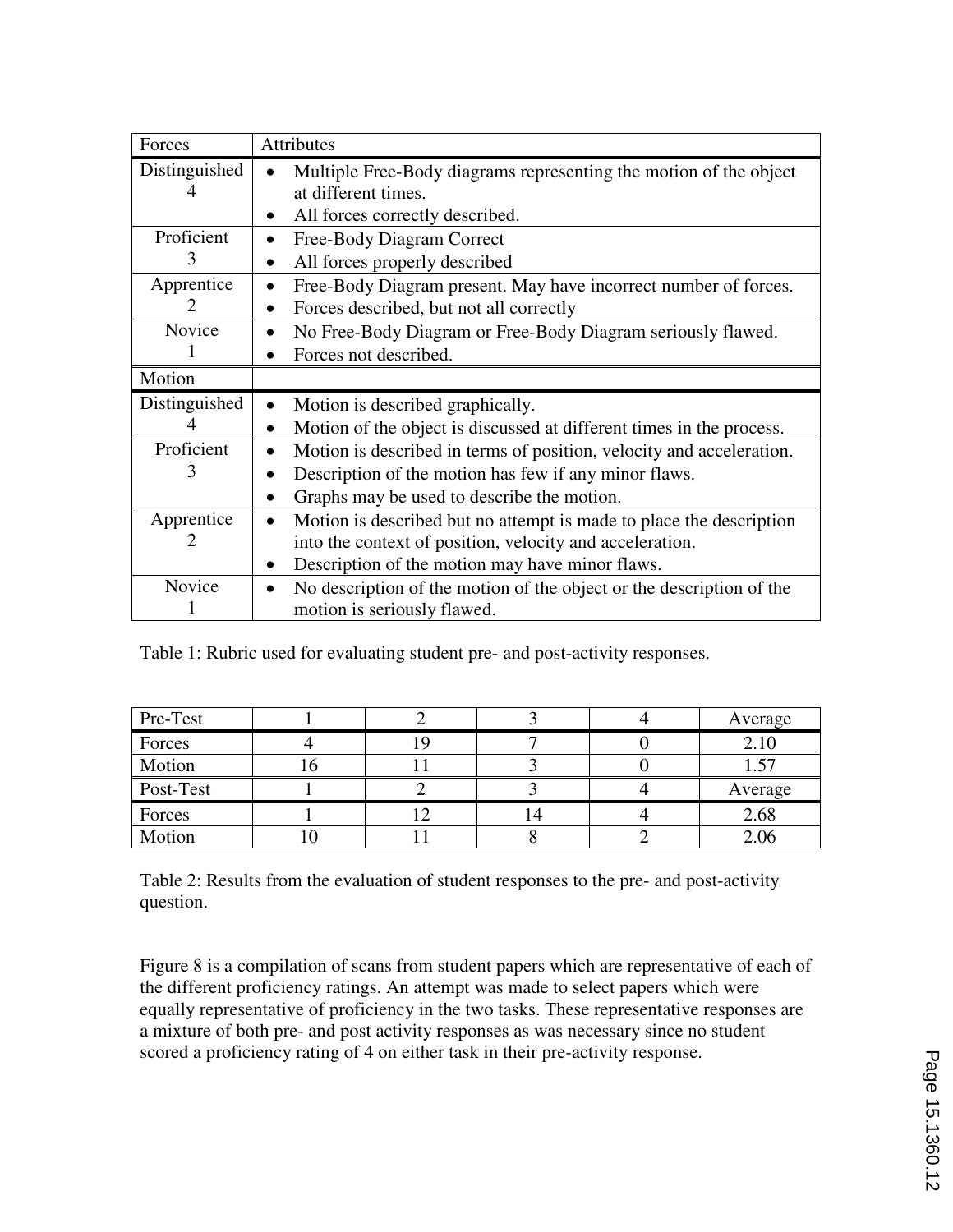| Forces | Attributes |
|---|---|
| Distinguished<br>4 | • Multiple Free-Body diagrams representing the motion of the object at different times.<br>• All forces correctly described. |
| Proficient<br>3 | • Free-Body Diagram Correct<br>• All forces properly described |
| Apprentice<br>2 | • Free-Body Diagram present. May have incorrect number of forces.<br>• Forces described, but not all correctly |
| Novice<br>1 | • No Free-Body Diagram or Free-Body Diagram seriously flawed.<br>• Forces not described. |
| **Motion** | |
| Distinguished<br>4 | • Motion is described graphically.<br>• Motion of the object is discussed at different times in the process. |
| Proficient<br>3 | • Motion is described in terms of position, velocity and acceleration.<br>• Description of the motion has few if any minor flaws.<br>• Graphs may be used to describe the motion. |
| Apprentice<br>2 | • Motion is described but no attempt is made to place the description into the context of position, velocity and acceleration.<br>• Description of the motion may have minor flaws. |
| Novice<br>1 | • No description of the motion of the object or the description of the motion is seriously flawed. |

Table 1: Rubric used for evaluating student pre- and post-activity responses.

| Pre-Test | 1 | 2 | 3 | 4 | Average |
|---|---|---|---|---|---|
| Forces | 4 | 19 | 7 | 0 | 2.10 |
| Motion | 16 | 11 | 3 | 0 | 1.57 |
| **Post-Test** | **1** | **2** | **3** | **4** | **Average** |
| Forces | 1 | 12 | 14 | 4 | 2.68 |
| Motion | 10 | 11 | 8 | 2 | 2.06 |

Table 2: Results from the evaluation of student responses to the pre- and post-activity question.

Figure 8 is a compilation of scans from student papers which are representative of each of the different proficiency ratings. An attempt was made to select papers which were equally representative of proficiency in the two tasks. These representative responses are a mixture of both pre- and post activity responses as was necessary since no student scored a proficiency rating of 4 on either task in their pre-activity response.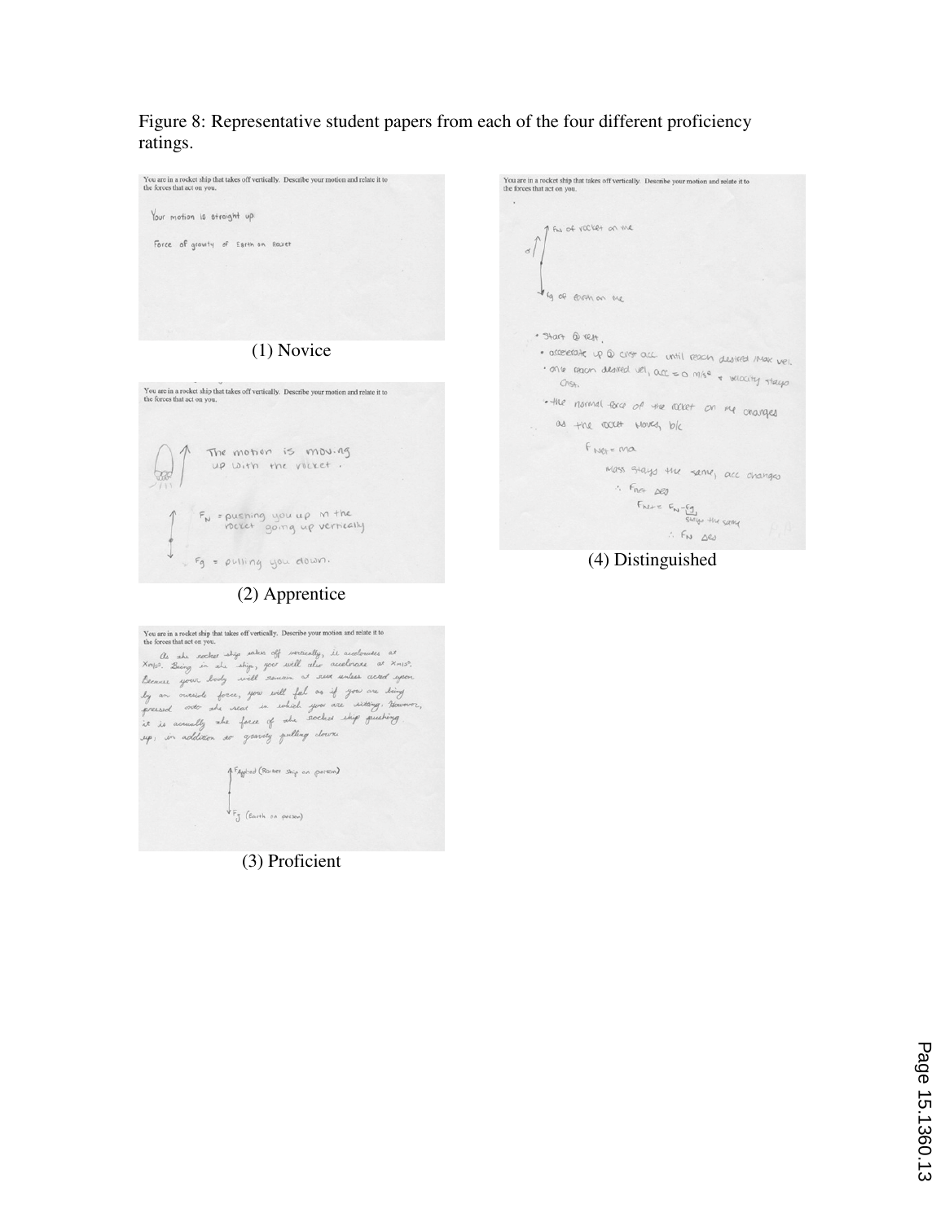Figure 8: Representative student papers from each of the four different proficiency ratings.

You are in a rocket ship that takes off vertically. Describe your motion and relate it to the forces that act on you.

Your motion is straight up

Force of gravity of Earth on Rocket

(1) Novice

You are in a rocket ship that takes off vertically. Describe your motion and relate it to the forces that act on you.

The motion is moving up with the rocket.

$F_N$ = pushing you up in the rocket going up vertically

$F_g$ = pulling you down.

(2) Apprentice

You are in a rocket ship that takes off vertically. Describe your motion and relate it to the forces that act on you.

As the rocket ship takes off vertically, it accelerates at X m/s². Being in the ship, you will also accelerate at X m/s². Because your body will remain at rest unless acted upon by an outside force, you will feel as if you are being pressed onto the seat in which you are sitting. However, it is actually the force of the rocket ship pushing up, in addition to gravity pulling down.

$F_{Applied}$ (Rocket ship on person)

$F_g$ (Earth on person)

(3) Proficient

You are in a rocket ship that takes off vertically. Describe your motion and relate it to the forces that act on you.

$F_N$ of rocket on me

$F_g$ of Earth on me

- Start @ rest.
- accelerate up @ cnst acc. until reach desired max vel.
- once reach desired vel, acc = 0 m/s² & velocity stays cnst.
- the normal force of the rocket on me changes as the rocket moves, b/c

$F_{Net} = ma$

mass stays the same, acc changes

$\therefore F_{Net} \Delta s$

$F_{Net} = F_N - F_g$ (stays the same)

$\therefore F_N \Delta s$

(4) Distinguished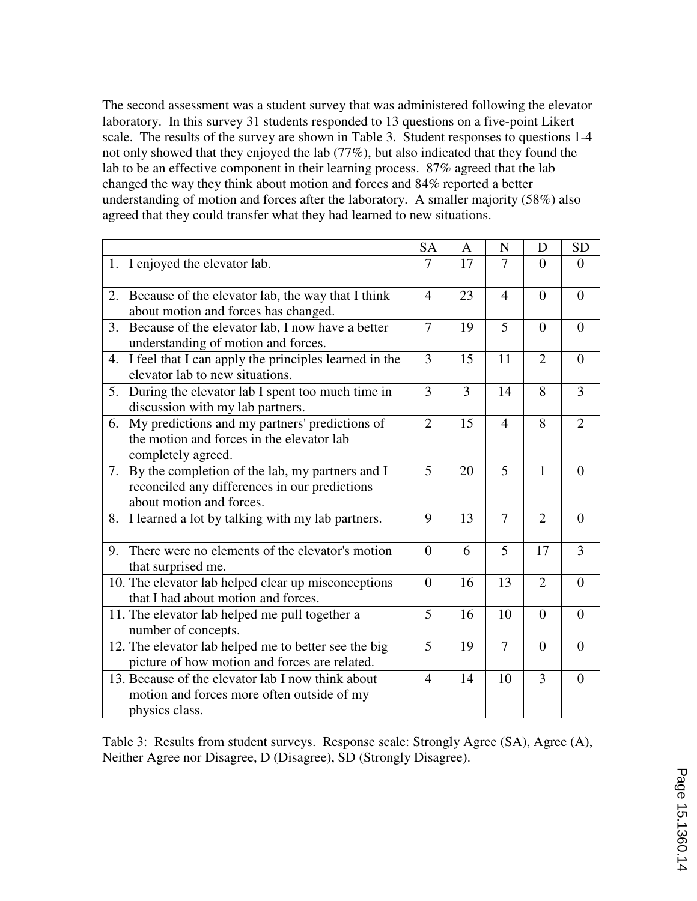The second assessment was a student survey that was administered following the elevator laboratory. In this survey 31 students responded to 13 questions on a five-point Likert scale. The results of the survey are shown in Table 3. Student responses to questions 1-4 not only showed that they enjoyed the lab (77%), but also indicated that they found the lab to be an effective component in their learning process. 87% agreed that the lab changed the way they think about motion and forces and 84% reported a better understanding of motion and forces after the laboratory. A smaller majority (58%) also agreed that they could transfer what they had learned to new situations.

| | SA | A | N | D | SD |
|---|---|---|---|---|---|
| 1. I enjoyed the elevator lab. | 7 | 17 | 7 | 0 | 0 |
| 2. Because of the elevator lab, the way that I think about motion and forces has changed. | 4 | 23 | 4 | 0 | 0 |
| 3. Because of the elevator lab, I now have a better understanding of motion and forces. | 7 | 19 | 5 | 0 | 0 |
| 4. I feel that I can apply the principles learned in the elevator lab to new situations. | 3 | 15 | 11 | 2 | 0 |
| 5. During the elevator lab I spent too much time in discussion with my lab partners. | 3 | 3 | 14 | 8 | 3 |
| 6. My predictions and my partners' predictions of the motion and forces in the elevator lab completely agreed. | 2 | 15 | 4 | 8 | 2 |
| 7. By the completion of the lab, my partners and I reconciled any differences in our predictions about motion and forces. | 5 | 20 | 5 | 1 | 0 |
| 8. I learned a lot by talking with my lab partners. | 9 | 13 | 7 | 2 | 0 |
| 9. There were no elements of the elevator's motion that surprised me. | 0 | 6 | 5 | 17 | 3 |
| 10. The elevator lab helped clear up misconceptions that I had about motion and forces. | 0 | 16 | 13 | 2 | 0 |
| 11. The elevator lab helped me pull together a number of concepts. | 5 | 16 | 10 | 0 | 0 |
| 12. The elevator lab helped me to better see the big picture of how motion and forces are related. | 5 | 19 | 7 | 0 | 0 |
| 13. Because of the elevator lab I now think about motion and forces more often outside of my physics class. | 4 | 14 | 10 | 3 | 0 |

Table 3: Results from student surveys. Response scale: Strongly Agree (SA), Agree (A), Neither Agree nor Disagree, D (Disagree), SD (Strongly Disagree).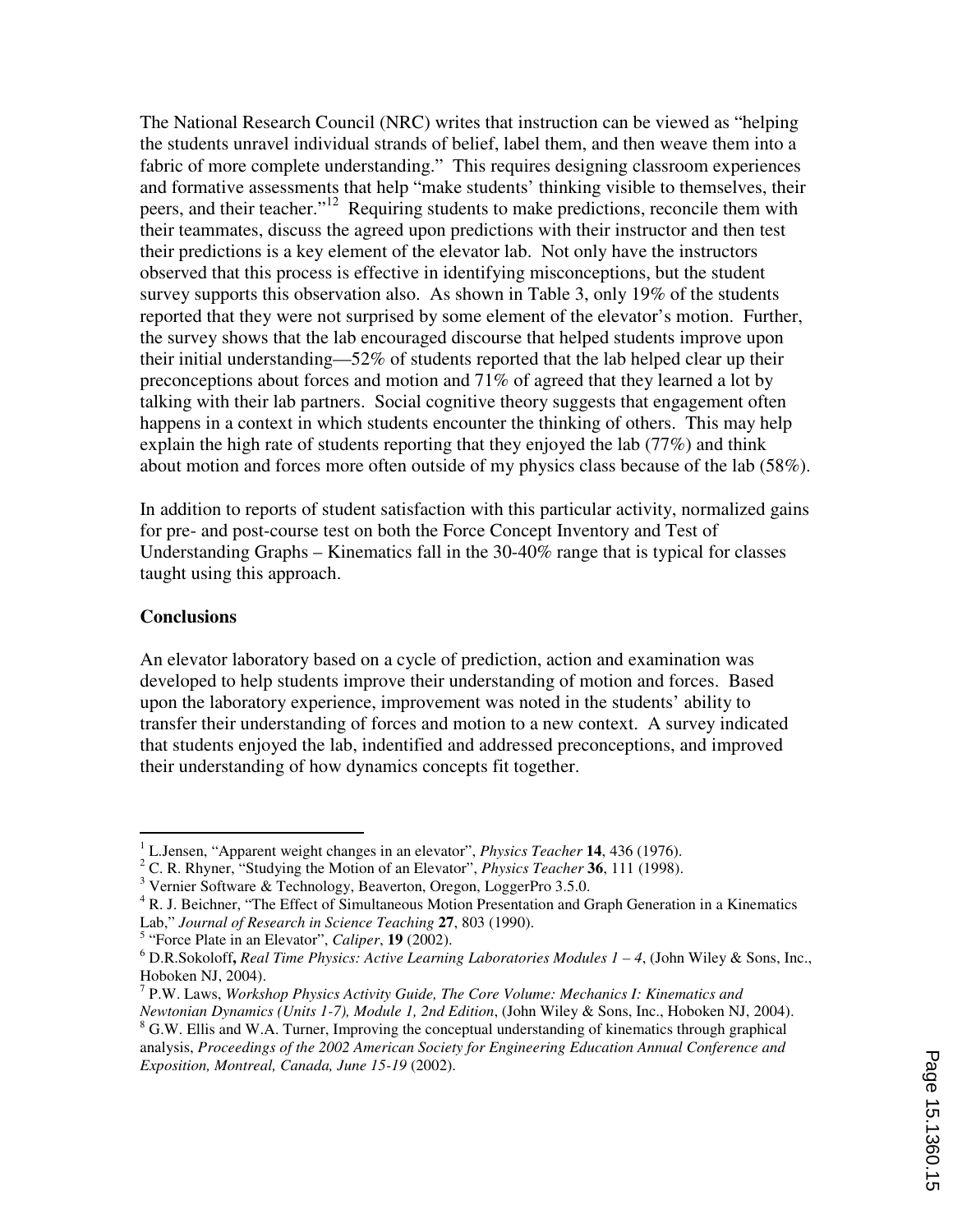The National Research Council (NRC) writes that instruction can be viewed as "helping the students unravel individual strands of belief, label them, and then weave them into a fabric of more complete understanding." This requires designing classroom experiences and formative assessments that help "make students' thinking visible to themselves, their peers, and their teacher."[12] Requiring students to make predictions, reconcile them with their teammates, discuss the agreed upon predictions with their instructor and then test their predictions is a key element of the elevator lab. Not only have the instructors observed that this process is effective in identifying misconceptions, but the student survey supports this observation also. As shown in Table 3, only 19% of the students reported that they were not surprised by some element of the elevator's motion. Further, the survey shows that the lab encouraged discourse that helped students improve upon their initial understanding—52% of students reported that the lab helped clear up their preconceptions about forces and motion and 71% of agreed that they learned a lot by talking with their lab partners. Social cognitive theory suggests that engagement often happens in a context in which students encounter the thinking of others. This may help explain the high rate of students reporting that they enjoyed the lab (77%) and think about motion and forces more often outside of my physics class because of the lab (58%).

In addition to reports of student satisfaction with this particular activity, normalized gains for pre- and post-course test on both the Force Concept Inventory and Test of Understanding Graphs – Kinematics fall in the 30-40% range that is typical for classes taught using this approach.

**Conclusions**

An elevator laboratory based on a cycle of prediction, action and examination was developed to help students improve their understanding of motion and forces. Based upon the laboratory experience, improvement was noted in the students' ability to transfer their understanding of forces and motion to a new context. A survey indicated that students enjoyed the lab, indentified and addressed preconceptions, and improved their understanding of how dynamics concepts fit together.

---

[1] L.Jensen, "Apparent weight changes in an elevator", *Physics Teacher* **14**, 436 (1976).

[2] C. R. Rhyner, "Studying the Motion of an Elevator", *Physics Teacher* **36**, 111 (1998).

[3] Vernier Software & Technology, Beaverton, Oregon, LoggerPro 3.5.0.

[4] R. J. Beichner, "The Effect of Simultaneous Motion Presentation and Graph Generation in a Kinematics Lab," *Journal of Research in Science Teaching* **27**, 803 (1990).

[5] "Force Plate in an Elevator", *Caliper*, **19** (2002).

[6] D.R.Sokoloff**,** *Real Time Physics: Active Learning Laboratories Modules 1 – 4*, (John Wiley & Sons, Inc., Hoboken NJ, 2004).

[7] P.W. Laws, *Workshop Physics Activity Guide, The Core Volume: Mechanics I: Kinematics and Newtonian Dynamics (Units 1-7), Module 1, 2nd Edition*, (John Wiley & Sons, Inc., Hoboken NJ, 2004).

[8] G.W. Ellis and W.A. Turner, Improving the conceptual understanding of kinematics through graphical analysis, *Proceedings of the 2002 American Society for Engineering Education Annual Conference and Exposition, Montreal, Canada, June 15-19* (2002).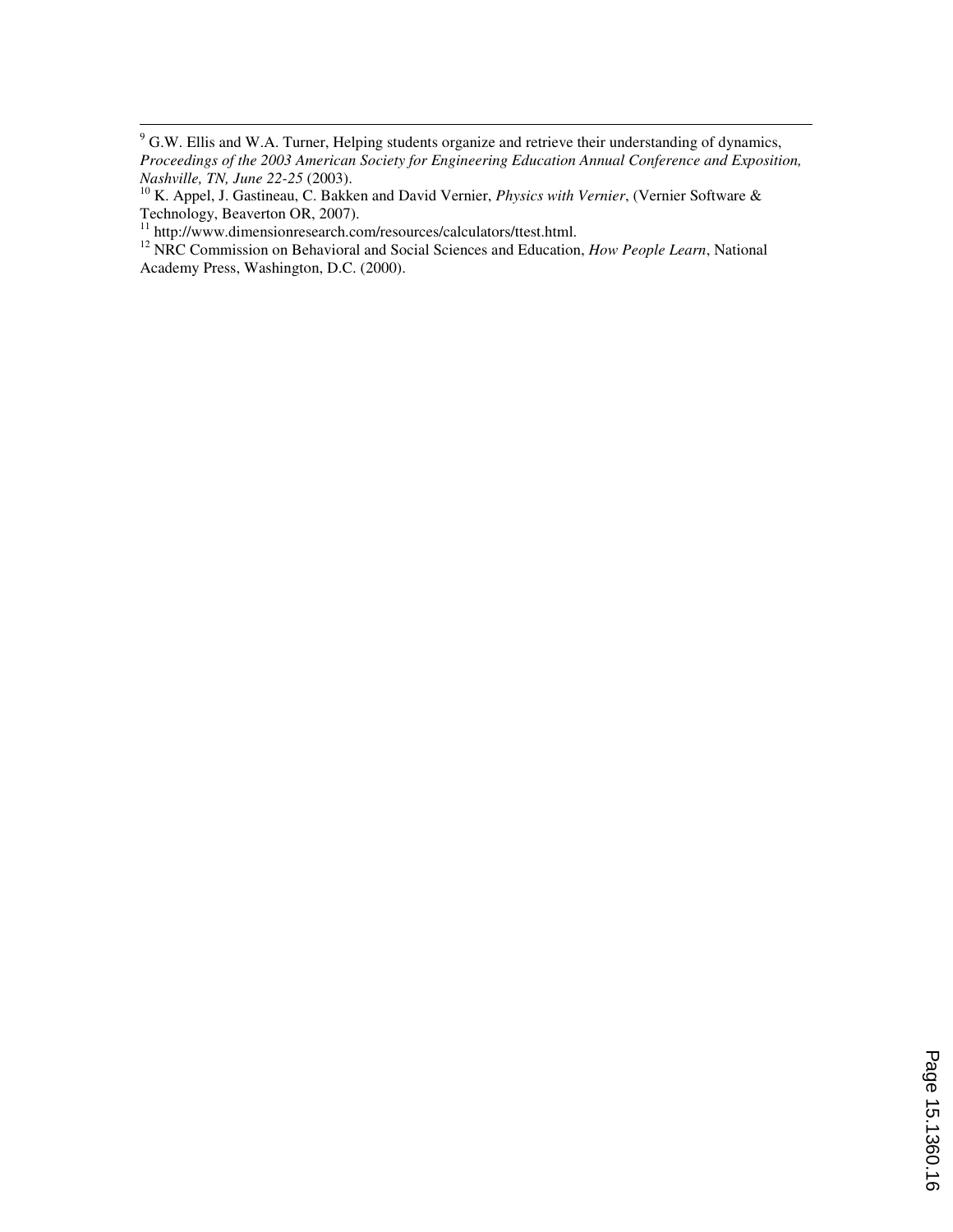[9] G.W. Ellis and W.A. Turner, Helping students organize and retrieve their understanding of dynamics, *Proceedings of the 2003 American Society for Engineering Education Annual Conference and Exposition, Nashville, TN, June 22-25* (2003).

[10] K. Appel, J. Gastineau, C. Bakken and David Vernier, *Physics with Vernier*, (Vernier Software & Technology, Beaverton OR, 2007).

[11] http://www.dimensionresearch.com/resources/calculators/ttest.html.

[12] NRC Commission on Behavioral and Social Sciences and Education, *How People Learn*, National Academy Press, Washington, D.C. (2000).